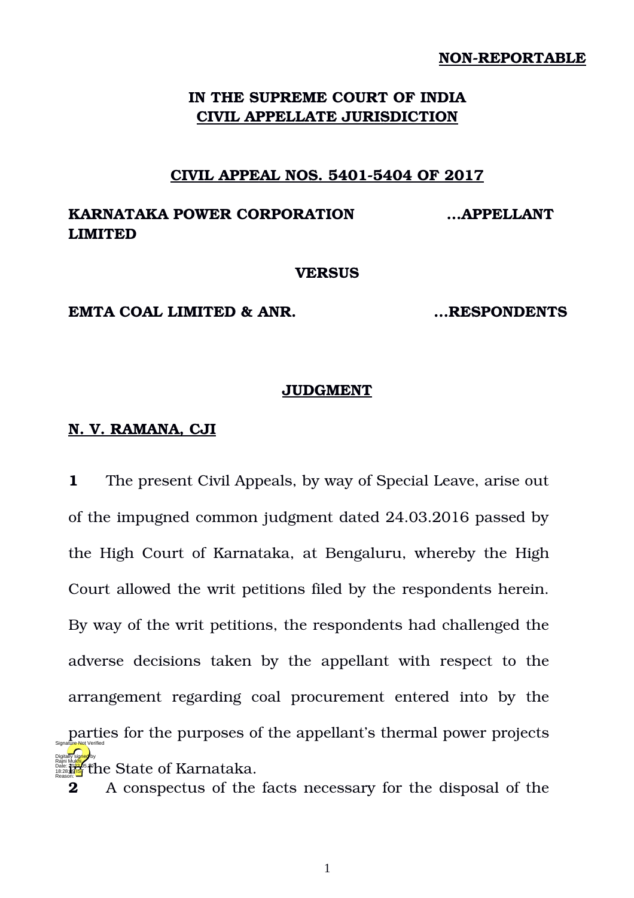**NON-REPORTABLE**

**IN THE SUPREME COURT OF INDIA**
**CIVIL APPELLATE JURISDICTION**

**CIVIL APPEAL NOS. 5401-5404 OF 2017**

**KARNATAKA POWER CORPORATION LIMITED** **...APPELLANT**

**VERSUS**

**EMTA COAL LIMITED & ANR.** **...RESPONDENTS**

**JUDGMENT**

**N. V. RAMANA, CJI**

**1** The present Civil Appeals, by way of Special Leave, arise out of the impugned common judgment dated 24.03.2016 passed by the High Court of Karnataka, at Bengaluru, whereby the High Court allowed the writ petitions filed by the respondents herein. By way of the writ petitions, the respondents had challenged the adverse decisions taken by the appellant with respect to the arrangement regarding coal procurement entered into by the parties for the purposes of the appellant's thermal power projects in the State of Karnataka.

**2** A conspectus of the facts necessary for the disposal of the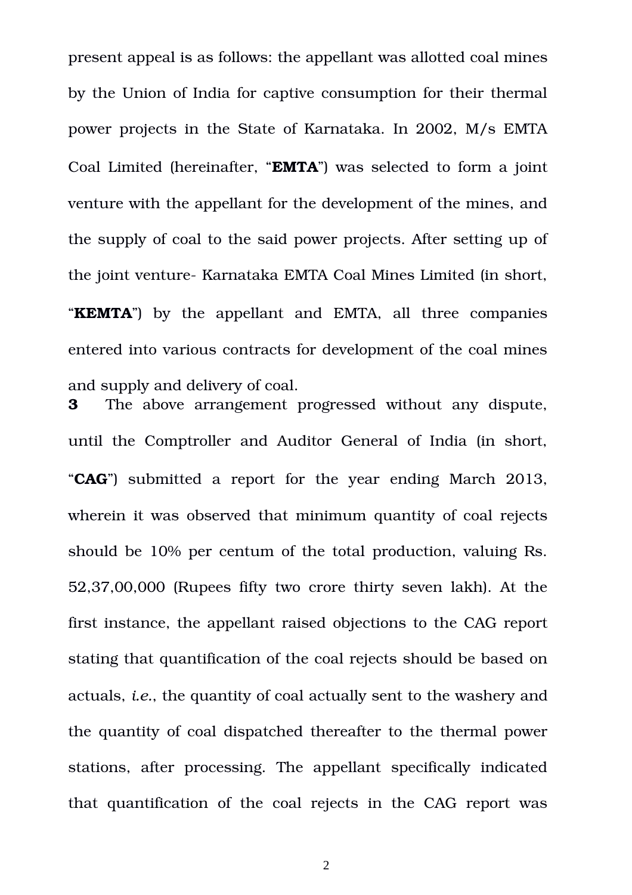present appeal is as follows: the appellant was allotted coal mines by the Union of India for captive consumption for their thermal power projects in the State of Karnataka. In 2002, M/s EMTA Coal Limited (hereinafter, "**EMTA**") was selected to form a joint venture with the appellant for the development of the mines, and the supply of coal to the said power projects. After setting up of the joint venture- Karnataka EMTA Coal Mines Limited (in short, "**KEMTA**") by the appellant and EMTA, all three companies entered into various contracts for development of the coal mines and supply and delivery of coal.

**3** The above arrangement progressed without any dispute, until the Comptroller and Auditor General of India (in short, "**CAG**") submitted a report for the year ending March 2013, wherein it was observed that minimum quantity of coal rejects should be 10% per centum of the total production, valuing Rs. 52,37,00,000 (Rupees fifty two crore thirty seven lakh). At the first instance, the appellant raised objections to the CAG report stating that quantification of the coal rejects should be based on actuals, *i.e.*, the quantity of coal actually sent to the washery and the quantity of coal dispatched thereafter to the thermal power stations, after processing. The appellant specifically indicated that quantification of the coal rejects in the CAG report was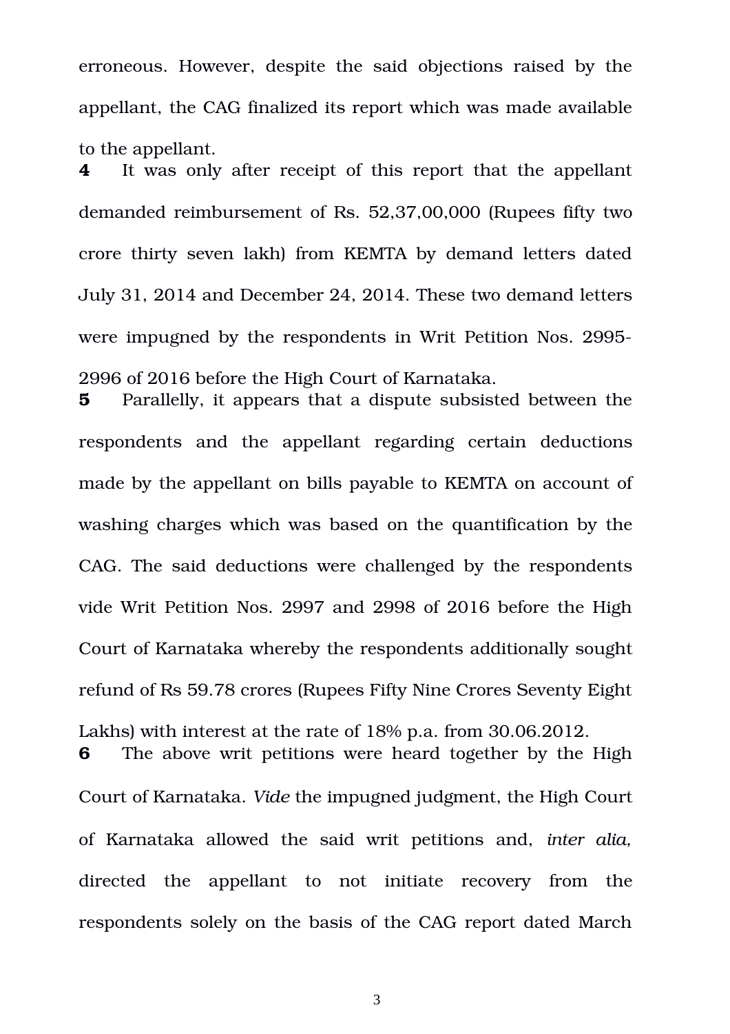erroneous. However, despite the said objections raised by the appellant, the CAG finalized its report which was made available to the appellant.

**4** It was only after receipt of this report that the appellant demanded reimbursement of Rs. 52,37,00,000 (Rupees fifty two crore thirty seven lakh) from KEMTA by demand letters dated July 31, 2014 and December 24, 2014. These two demand letters were impugned by the respondents in Writ Petition Nos. 2995-2996 of 2016 before the High Court of Karnataka.

**5** Parallelly, it appears that a dispute subsisted between the respondents and the appellant regarding certain deductions made by the appellant on bills payable to KEMTA on account of washing charges which was based on the quantification by the CAG. The said deductions were challenged by the respondents vide Writ Petition Nos. 2997 and 2998 of 2016 before the High Court of Karnataka whereby the respondents additionally sought refund of Rs 59.78 crores (Rupees Fifty Nine Crores Seventy Eight Lakhs) with interest at the rate of 18% p.a. from 30.06.2012.

**6** The above writ petitions were heard together by the High Court of Karnataka. *Vide* the impugned judgment, the High Court of Karnataka allowed the said writ petitions and, *inter alia,* directed the appellant to not initiate recovery from the respondents solely on the basis of the CAG report dated March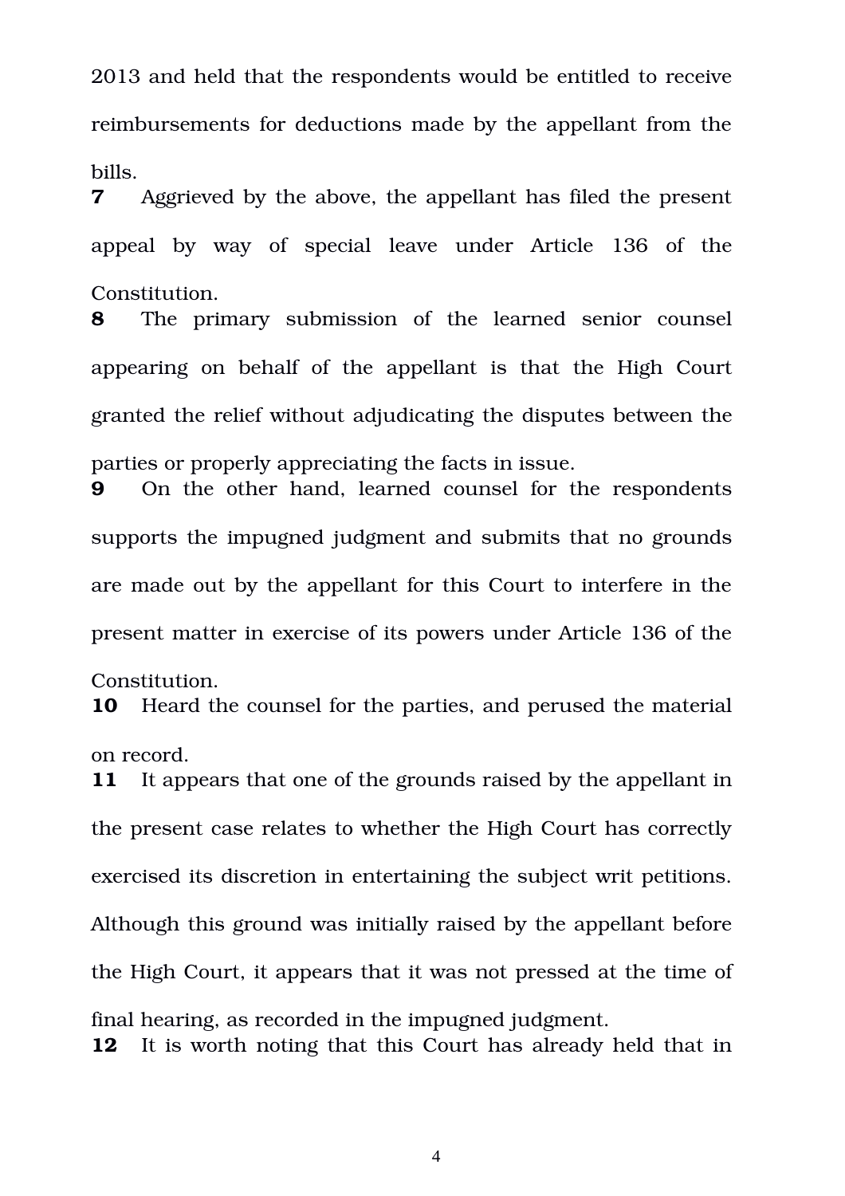2013 and held that the respondents would be entitled to receive reimbursements for deductions made by the appellant from the bills.

**7** Aggrieved by the above, the appellant has filed the present appeal by way of special leave under Article 136 of the Constitution.

**8** The primary submission of the learned senior counsel appearing on behalf of the appellant is that the High Court granted the relief without adjudicating the disputes between the parties or properly appreciating the facts in issue.

**9** On the other hand, learned counsel for the respondents supports the impugned judgment and submits that no grounds are made out by the appellant for this Court to interfere in the present matter in exercise of its powers under Article 136 of the Constitution.

**10** Heard the counsel for the parties, and perused the material on record.

**11** It appears that one of the grounds raised by the appellant in the present case relates to whether the High Court has correctly exercised its discretion in entertaining the subject writ petitions. Although this ground was initially raised by the appellant before the High Court, it appears that it was not pressed at the time of final hearing, as recorded in the impugned judgment.

**12** It is worth noting that this Court has already held that in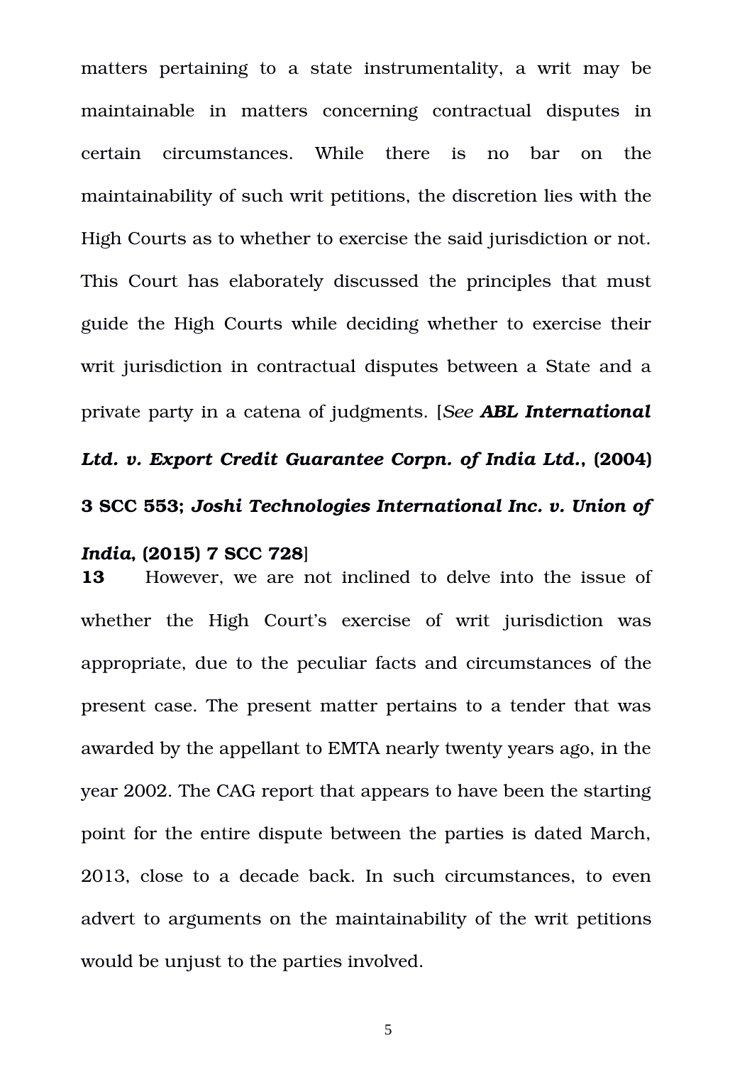matters pertaining to a state instrumentality, a writ may be maintainable in matters concerning contractual disputes in certain circumstances. While there is no bar on the maintainability of such writ petitions, the discretion lies with the High Courts as to whether to exercise the said jurisdiction or not. This Court has elaborately discussed the principles that must guide the High Courts while deciding whether to exercise their writ jurisdiction in contractual disputes between a State and a private party in a catena of judgments. [*See* ***ABL International Ltd. v. Export Credit Guarantee Corpn. of India Ltd.*, (2004) 3 SCC 553; *Joshi Technologies International Inc. v. Union of India*, (2015) 7 SCC 728**]

**13** However, we are not inclined to delve into the issue of whether the High Court's exercise of writ jurisdiction was appropriate, due to the peculiar facts and circumstances of the present case. The present matter pertains to a tender that was awarded by the appellant to EMTA nearly twenty years ago, in the year 2002. The CAG report that appears to have been the starting point for the entire dispute between the parties is dated March, 2013, close to a decade back. In such circumstances, to even advert to arguments on the maintainability of the writ petitions would be unjust to the parties involved.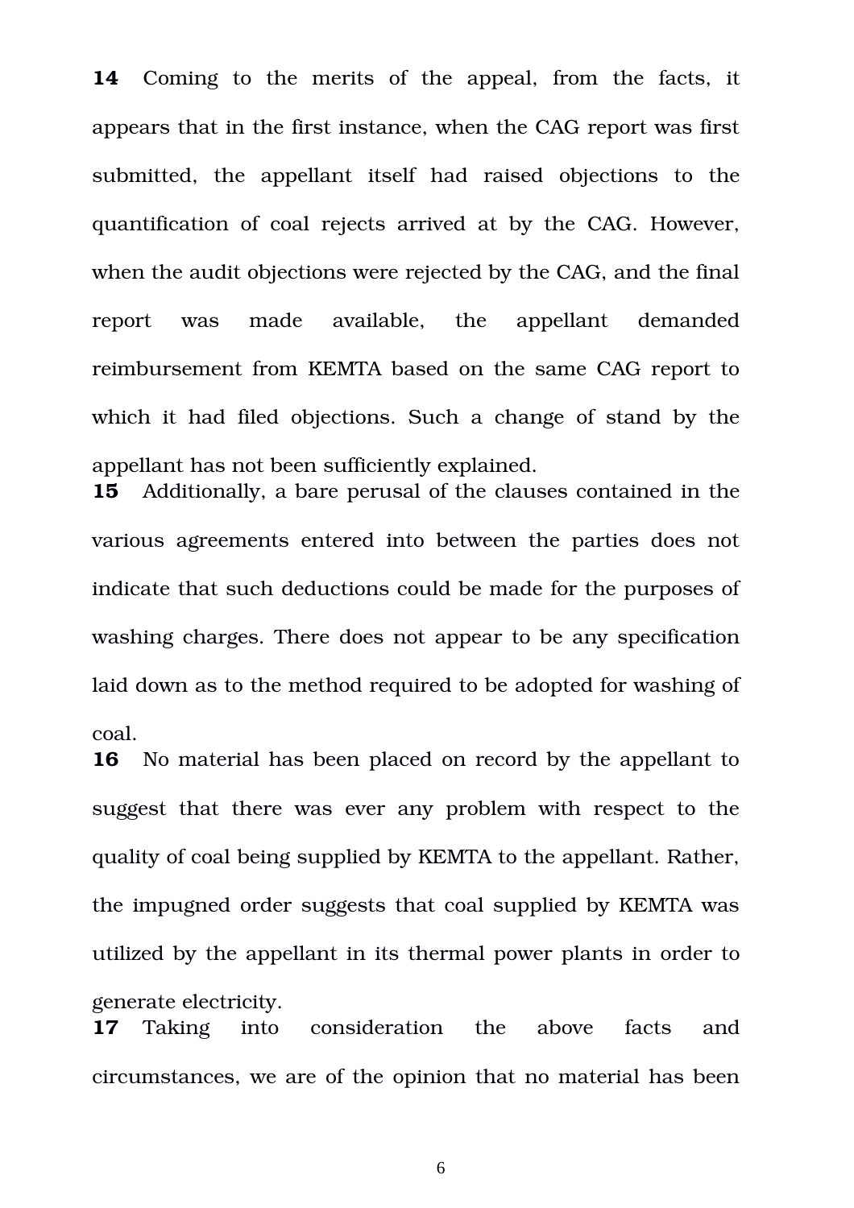**14** Coming to the merits of the appeal, from the facts, it appears that in the first instance, when the CAG report was first submitted, the appellant itself had raised objections to the quantification of coal rejects arrived at by the CAG. However, when the audit objections were rejected by the CAG, and the final report was made available, the appellant demanded reimbursement from KEMTA based on the same CAG report to which it had filed objections. Such a change of stand by the appellant has not been sufficiently explained.

**15** Additionally, a bare perusal of the clauses contained in the various agreements entered into between the parties does not indicate that such deductions could be made for the purposes of washing charges. There does not appear to be any specification laid down as to the method required to be adopted for washing of coal.

**16** No material has been placed on record by the appellant to suggest that there was ever any problem with respect to the quality of coal being supplied by KEMTA to the appellant. Rather, the impugned order suggests that coal supplied by KEMTA was utilized by the appellant in its thermal power plants in order to generate electricity.

**17** Taking into consideration the above facts and circumstances, we are of the opinion that no material has been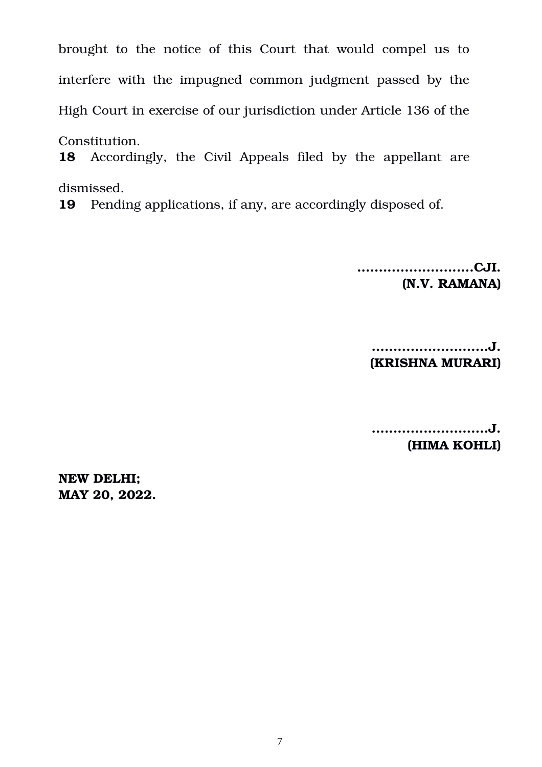brought to the notice of this Court that would compel us to interfere with the impugned common judgment passed by the High Court in exercise of our jurisdiction under Article 136 of the Constitution.

**18** Accordingly, the Civil Appeals filed by the appellant are dismissed.

**19** Pending applications, if any, are accordingly disposed of.

**………………………CJI.**
**(N.V. RAMANA)**

**………………………J.**
**(KRISHNA MURARI)**

**………………………J.**
**(HIMA KOHLI)**

**NEW DELHI;**
**MAY 20, 2022.**